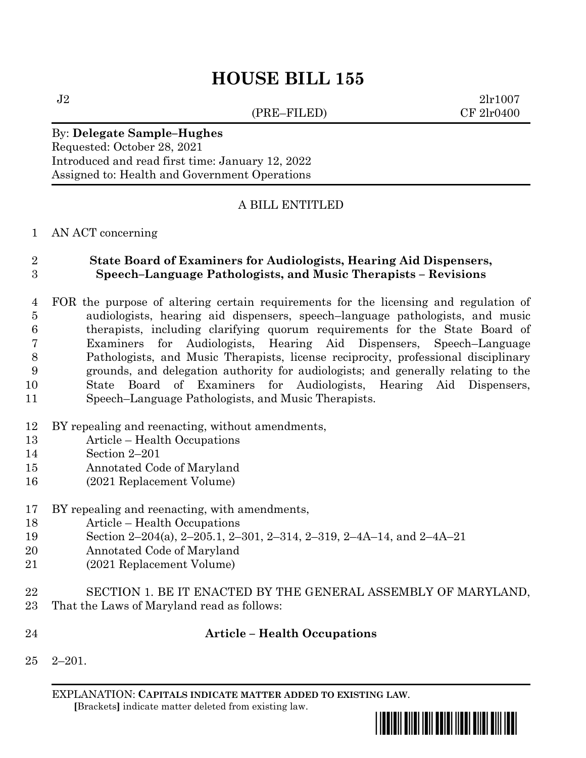# HOUSE BILL 155

J2 2lr1007
(PRE–FILED) CF 2lr0400

By: **Delegate Sample–Hughes**
Requested: October 28, 2021
Introduced and read first time: January 12, 2022
Assigned to: Health and Government Operations

A BILL ENTITLED

1 AN ACT concerning

2 **State Board of Examiners for Audiologists, Hearing Aid Dispensers,**
3 **Speech–Language Pathologists, and Music Therapists – Revisions**

4 FOR the purpose of altering certain requirements for the licensing and regulation of
5 audiologists, hearing aid dispensers, speech–language pathologists, and music
6 therapists, including clarifying quorum requirements for the State Board of
7 Examiners for Audiologists, Hearing Aid Dispensers, Speech–Language
8 Pathologists, and Music Therapists, license reciprocity, professional disciplinary
9 grounds, and delegation authority for audiologists; and generally relating to the
10 State Board of Examiners for Audiologists, Hearing Aid Dispensers,
11 Speech–Language Pathologists, and Music Therapists.

12 BY repealing and reenacting, without amendments,
13 Article – Health Occupations
14 Section 2–201
15 Annotated Code of Maryland
16 (2021 Replacement Volume)

17 BY repealing and reenacting, with amendments,
18 Article – Health Occupations
19 Section 2–204(a), 2–205.1, 2–301, 2–314, 2–319, 2–4A–14, and 2–4A–21
20 Annotated Code of Maryland
21 (2021 Replacement Volume)

22 SECTION 1. BE IT ENACTED BY THE GENERAL ASSEMBLY OF MARYLAND,
23 That the Laws of Maryland read as follows:

24 **Article – Health Occupations**

25 2–201.

EXPLANATION: **CAPITALS INDICATE MATTER ADDED TO EXISTING LAW**.
**[**Brackets**]** indicate matter deleted from existing law.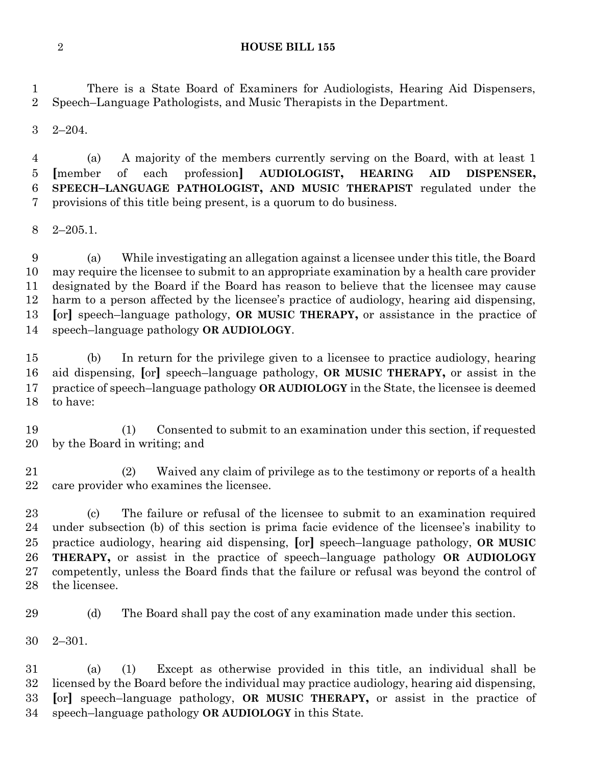There is a State Board of Examiners for Audiologists, Hearing Aid Dispensers, Speech–Language Pathologists, and Music Therapists in the Department.

2–204.

(a) A majority of the members currently serving on the Board, with at least 1 [member of each profession] **AUDIOLOGIST, HEARING AID DISPENSER, SPEECH–LANGUAGE PATHOLOGIST, AND MUSIC THERAPIST** regulated under the provisions of this title being present, is a quorum to do business.

2–205.1.

(a) While investigating an allegation against a licensee under this title, the Board may require the licensee to submit to an appropriate examination by a health care provider designated by the Board if the Board has reason to believe that the licensee may cause harm to a person affected by the licensee's practice of audiology, hearing aid dispensing, [or] speech–language pathology, **OR MUSIC THERAPY,** or assistance in the practice of speech–language pathology **OR AUDIOLOGY**.

(b) In return for the privilege given to a licensee to practice audiology, hearing aid dispensing, [or] speech–language pathology, **OR MUSIC THERAPY,** or assist in the practice of speech–language pathology **OR AUDIOLOGY** in the State, the licensee is deemed to have:

(1) Consented to submit to an examination under this section, if requested by the Board in writing; and

(2) Waived any claim of privilege as to the testimony or reports of a health care provider who examines the licensee.

(c) The failure or refusal of the licensee to submit to an examination required under subsection (b) of this section is prima facie evidence of the licensee's inability to practice audiology, hearing aid dispensing, [or] speech–language pathology, **OR MUSIC THERAPY,** or assist in the practice of speech–language pathology **OR AUDIOLOGY** competently, unless the Board finds that the failure or refusal was beyond the control of the licensee.

(d) The Board shall pay the cost of any examination made under this section.

2–301.

(a) (1) Except as otherwise provided in this title, an individual shall be licensed by the Board before the individual may practice audiology, hearing aid dispensing, [or] speech–language pathology, **OR MUSIC THERAPY,** or assist in the practice of speech–language pathology **OR AUDIOLOGY** in this State.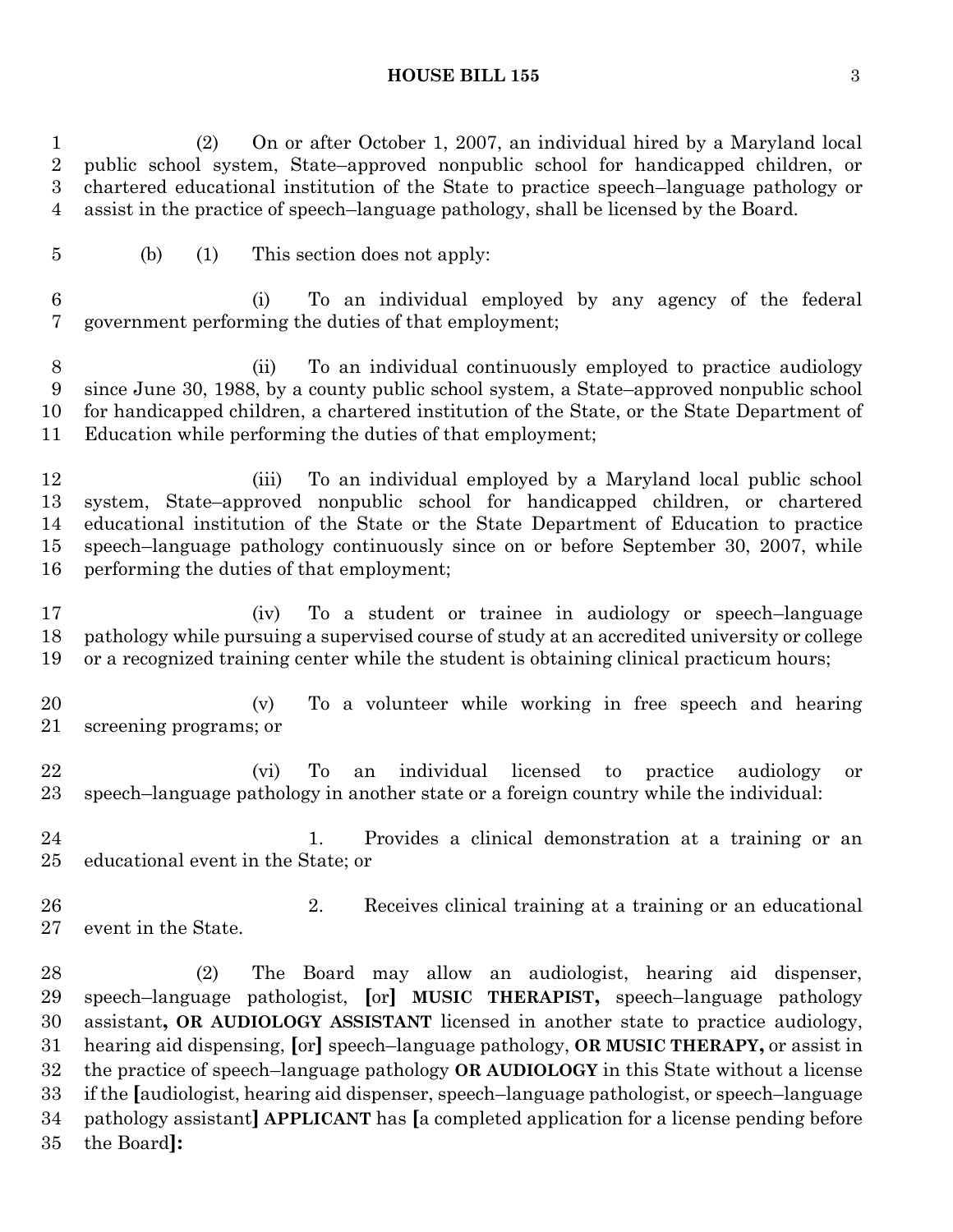(2) On or after October 1, 2007, an individual hired by a Maryland local public school system, State–approved nonpublic school for handicapped children, or chartered educational institution of the State to practice speech–language pathology or assist in the practice of speech–language pathology, shall be licensed by the Board.

(b) (1) This section does not apply:

(i) To an individual employed by any agency of the federal government performing the duties of that employment;

(ii) To an individual continuously employed to practice audiology since June 30, 1988, by a county public school system, a State–approved nonpublic school for handicapped children, a chartered institution of the State, or the State Department of Education while performing the duties of that employment;

(iii) To an individual employed by a Maryland local public school system, State–approved nonpublic school for handicapped children, or chartered educational institution of the State or the State Department of Education to practice speech–language pathology continuously since on or before September 30, 2007, while performing the duties of that employment;

(iv) To a student or trainee in audiology or speech–language pathology while pursuing a supervised course of study at an accredited university or college or a recognized training center while the student is obtaining clinical practicum hours;

(v) To a volunteer while working in free speech and hearing screening programs; or

(vi) To an individual licensed to practice audiology or speech–language pathology in another state or a foreign country while the individual:

1. Provides a clinical demonstration at a training or an educational event in the State; or

2. Receives clinical training at a training or an educational event in the State.

(2) The Board may allow an audiologist, hearing aid dispenser, speech–language pathologist, [or] **MUSIC THERAPIST,** speech–language pathology assistant**, OR AUDIOLOGY ASSISTANT** licensed in another state to practice audiology, hearing aid dispensing, [or] speech–language pathology, **OR MUSIC THERAPY,** or assist in the practice of speech–language pathology **OR AUDIOLOGY** in this State without a license if the [audiologist, hearing aid dispenser, speech–language pathologist, or speech–language pathology assistant] **APPLICANT** has [a completed application for a license pending before the Board]**:**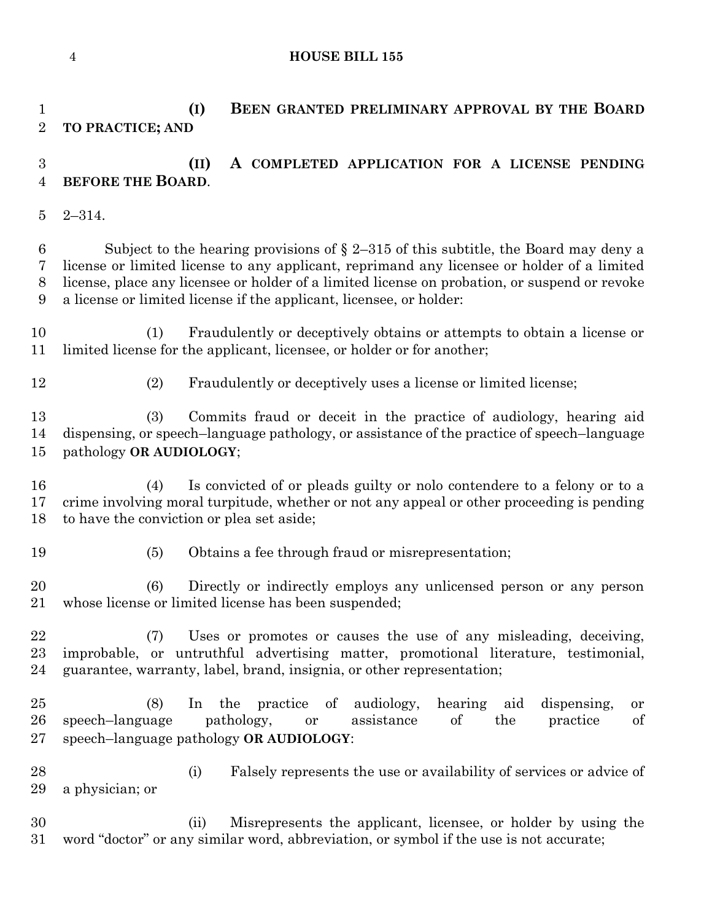**(I) BEEN GRANTED PRELIMINARY APPROVAL BY THE BOARD TO PRACTICE; AND**

**(II) A COMPLETED APPLICATION FOR A LICENSE PENDING BEFORE THE BOARD**.

2–314.

Subject to the hearing provisions of § 2–315 of this subtitle, the Board may deny a license or limited license to any applicant, reprimand any licensee or holder of a limited license, place any licensee or holder of a limited license on probation, or suspend or revoke a license or limited license if the applicant, licensee, or holder:

(1) Fraudulently or deceptively obtains or attempts to obtain a license or limited license for the applicant, licensee, or holder or for another;

(2) Fraudulently or deceptively uses a license or limited license;

(3) Commits fraud or deceit in the practice of audiology, hearing aid dispensing, or speech–language pathology, or assistance of the practice of speech–language pathology **OR AUDIOLOGY**;

(4) Is convicted of or pleads guilty or nolo contendere to a felony or to a crime involving moral turpitude, whether or not any appeal or other proceeding is pending to have the conviction or plea set aside;

(5) Obtains a fee through fraud or misrepresentation;

(6) Directly or indirectly employs any unlicensed person or any person whose license or limited license has been suspended;

(7) Uses or promotes or causes the use of any misleading, deceiving, improbable, or untruthful advertising matter, promotional literature, testimonial, guarantee, warranty, label, brand, insignia, or other representation;

(8) In the practice of audiology, hearing aid dispensing, or speech–language pathology, or assistance of the practice of speech–language pathology **OR AUDIOLOGY**:

(i) Falsely represents the use or availability of services or advice of a physician; or

(ii) Misrepresents the applicant, licensee, or holder by using the word "doctor" or any similar word, abbreviation, or symbol if the use is not accurate;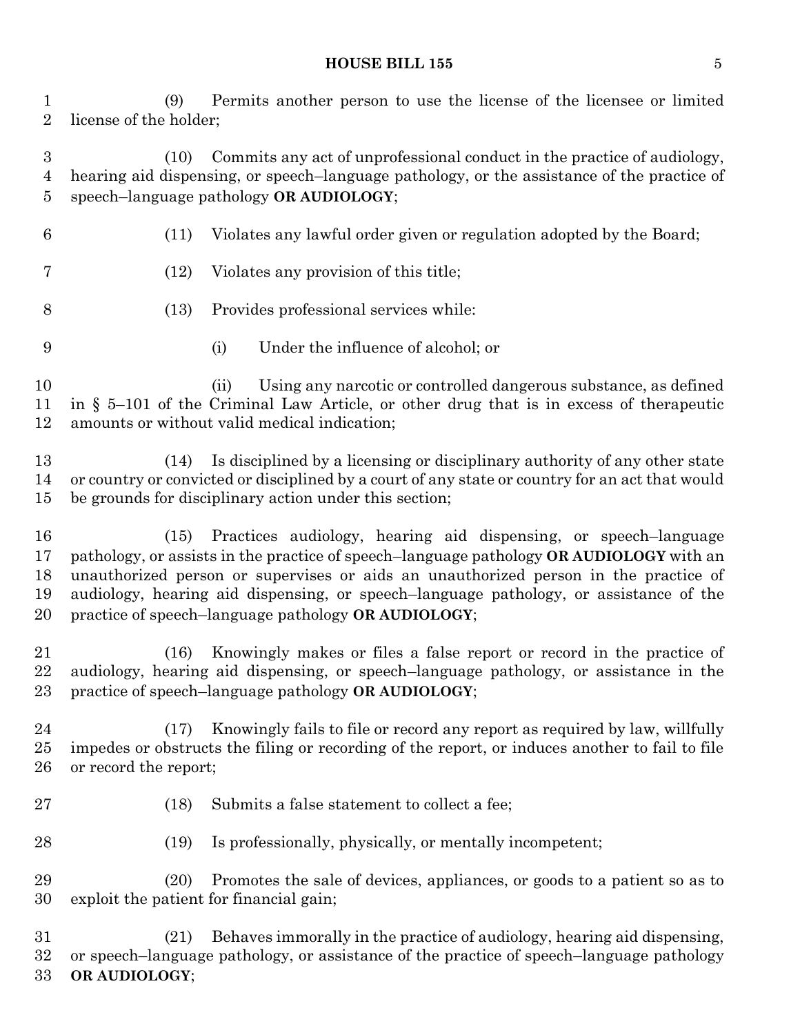(9) Permits another person to use the license of the licensee or limited license of the holder;

(10) Commits any act of unprofessional conduct in the practice of audiology, hearing aid dispensing, or speech–language pathology, or the assistance of the practice of speech–language pathology **OR AUDIOLOGY**;

(11) Violates any lawful order given or regulation adopted by the Board;

(12) Violates any provision of this title;

(13) Provides professional services while:

(i) Under the influence of alcohol; or

(ii) Using any narcotic or controlled dangerous substance, as defined in § 5–101 of the Criminal Law Article, or other drug that is in excess of therapeutic amounts or without valid medical indication;

(14) Is disciplined by a licensing or disciplinary authority of any other state or country or convicted or disciplined by a court of any state or country for an act that would be grounds for disciplinary action under this section;

(15) Practices audiology, hearing aid dispensing, or speech–language pathology, or assists in the practice of speech–language pathology **OR AUDIOLOGY** with an unauthorized person or supervises or aids an unauthorized person in the practice of audiology, hearing aid dispensing, or speech–language pathology, or assistance of the practice of speech–language pathology **OR AUDIOLOGY**;

(16) Knowingly makes or files a false report or record in the practice of audiology, hearing aid dispensing, or speech–language pathology, or assistance in the practice of speech–language pathology **OR AUDIOLOGY**;

(17) Knowingly fails to file or record any report as required by law, willfully impedes or obstructs the filing or recording of the report, or induces another to fail to file or record the report;

(18) Submits a false statement to collect a fee;

(19) Is professionally, physically, or mentally incompetent;

(20) Promotes the sale of devices, appliances, or goods to a patient so as to exploit the patient for financial gain;

(21) Behaves immorally in the practice of audiology, hearing aid dispensing, or speech–language pathology, or assistance of the practice of speech–language pathology **OR AUDIOLOGY**;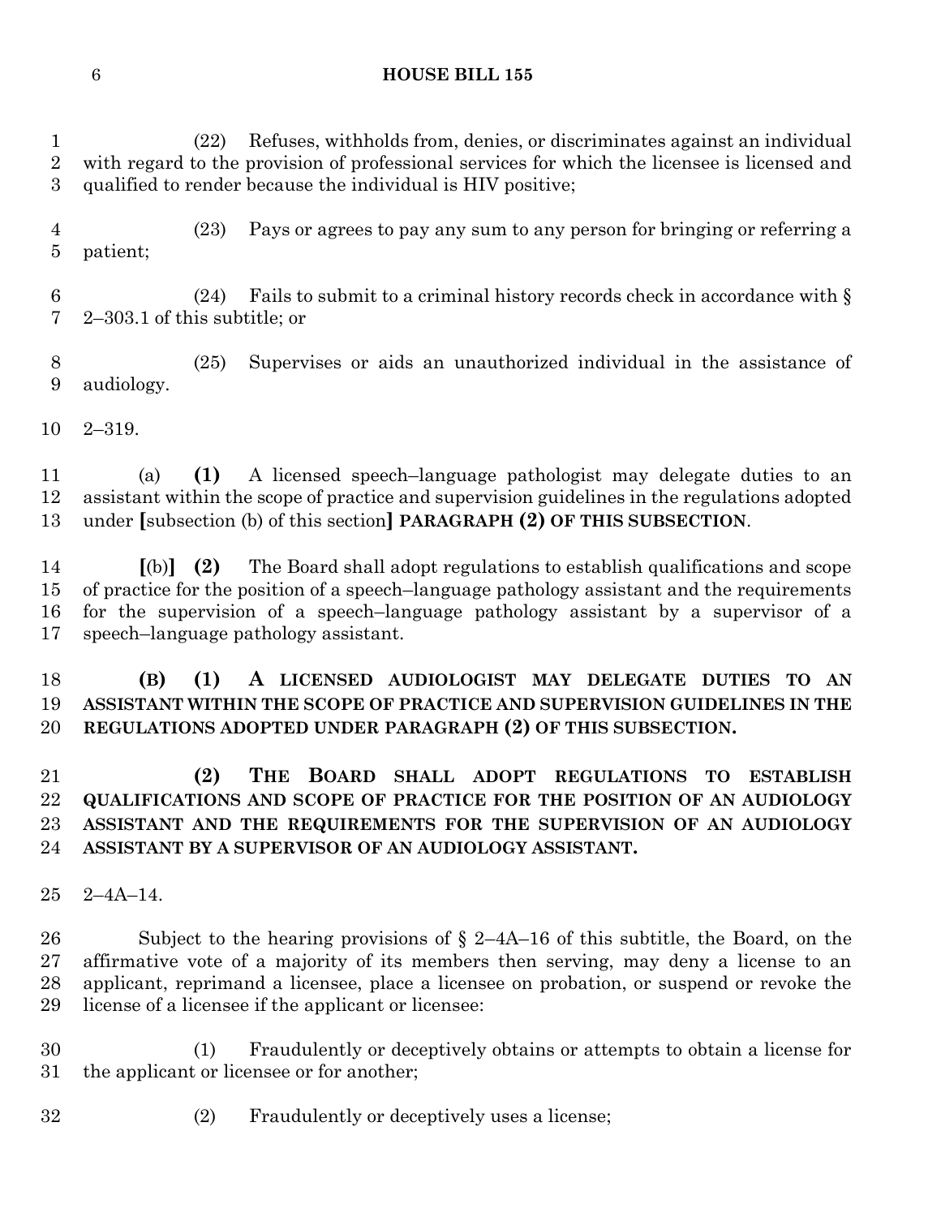(22) Refuses, withholds from, denies, or discriminates against an individual with regard to the provision of professional services for which the licensee is licensed and qualified to render because the individual is HIV positive;

(23) Pays or agrees to pay any sum to any person for bringing or referring a patient;

(24) Fails to submit to a criminal history records check in accordance with § 2–303.1 of this subtitle; or

(25) Supervises or aids an unauthorized individual in the assistance of audiology.

2–319.

(a) **(1)** A licensed speech–language pathologist may delegate duties to an assistant within the scope of practice and supervision guidelines in the regulations adopted under **[**subsection (b) of this section**]** **PARAGRAPH (2) OF THIS SUBSECTION**.

**[**(b)**]** **(2)** The Board shall adopt regulations to establish qualifications and scope of practice for the position of a speech–language pathology assistant and the requirements for the supervision of a speech–language pathology assistant by a supervisor of a speech–language pathology assistant.

**(B) (1) A LICENSED AUDIOLOGIST MAY DELEGATE DUTIES TO AN ASSISTANT WITHIN THE SCOPE OF PRACTICE AND SUPERVISION GUIDELINES IN THE REGULATIONS ADOPTED UNDER PARAGRAPH (2) OF THIS SUBSECTION.**

**(2) THE BOARD SHALL ADOPT REGULATIONS TO ESTABLISH QUALIFICATIONS AND SCOPE OF PRACTICE FOR THE POSITION OF AN AUDIOLOGY ASSISTANT AND THE REQUIREMENTS FOR THE SUPERVISION OF AN AUDIOLOGY ASSISTANT BY A SUPERVISOR OF AN AUDIOLOGY ASSISTANT.**

2–4A–14.

Subject to the hearing provisions of § 2–4A–16 of this subtitle, the Board, on the affirmative vote of a majority of its members then serving, may deny a license to an applicant, reprimand a licensee, place a licensee on probation, or suspend or revoke the license of a licensee if the applicant or licensee:

(1) Fraudulently or deceptively obtains or attempts to obtain a license for the applicant or licensee or for another;

(2) Fraudulently or deceptively uses a license;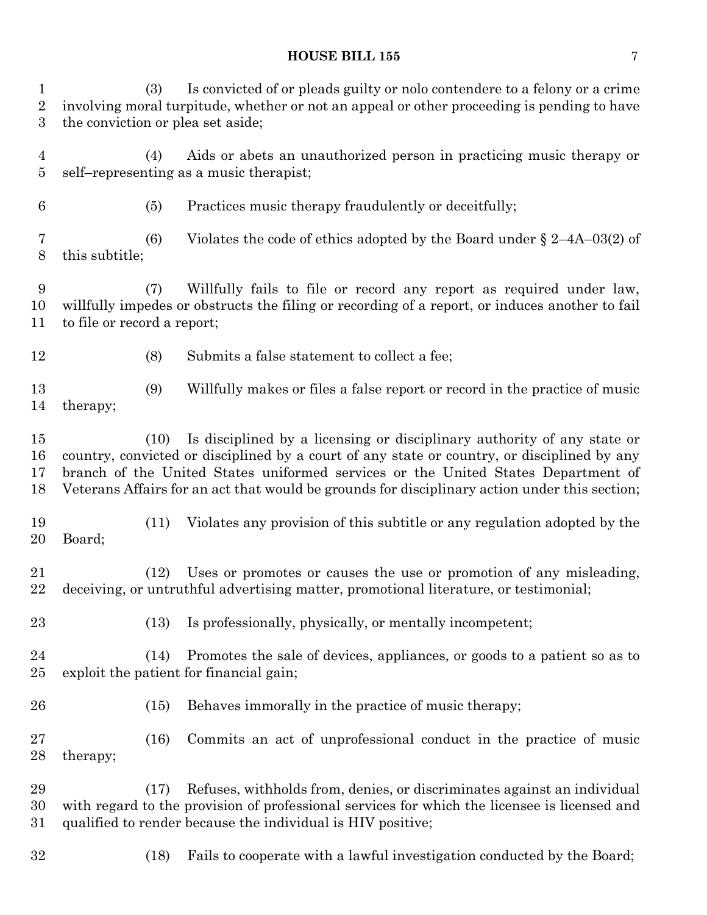(3) Is convicted of or pleads guilty or nolo contendere to a felony or a crime involving moral turpitude, whether or not an appeal or other proceeding is pending to have the conviction or plea set aside;

(4) Aids or abets an unauthorized person in practicing music therapy or self–representing as a music therapist;

(5) Practices music therapy fraudulently or deceitfully;

(6) Violates the code of ethics adopted by the Board under § 2–4A–03(2) of this subtitle;

(7) Willfully fails to file or record any report as required under law, willfully impedes or obstructs the filing or recording of a report, or induces another to fail to file or record a report;

(8) Submits a false statement to collect a fee;

(9) Willfully makes or files a false report or record in the practice of music therapy;

(10) Is disciplined by a licensing or disciplinary authority of any state or country, convicted or disciplined by a court of any state or country, or disciplined by any branch of the United States uniformed services or the United States Department of Veterans Affairs for an act that would be grounds for disciplinary action under this section;

(11) Violates any provision of this subtitle or any regulation adopted by the Board;

(12) Uses or promotes or causes the use or promotion of any misleading, deceiving, or untruthful advertising matter, promotional literature, or testimonial;

(13) Is professionally, physically, or mentally incompetent;

(14) Promotes the sale of devices, appliances, or goods to a patient so as to exploit the patient for financial gain;

(15) Behaves immorally in the practice of music therapy;

(16) Commits an act of unprofessional conduct in the practice of music therapy;

(17) Refuses, withholds from, denies, or discriminates against an individual with regard to the provision of professional services for which the licensee is licensed and qualified to render because the individual is HIV positive;

(18) Fails to cooperate with a lawful investigation conducted by the Board;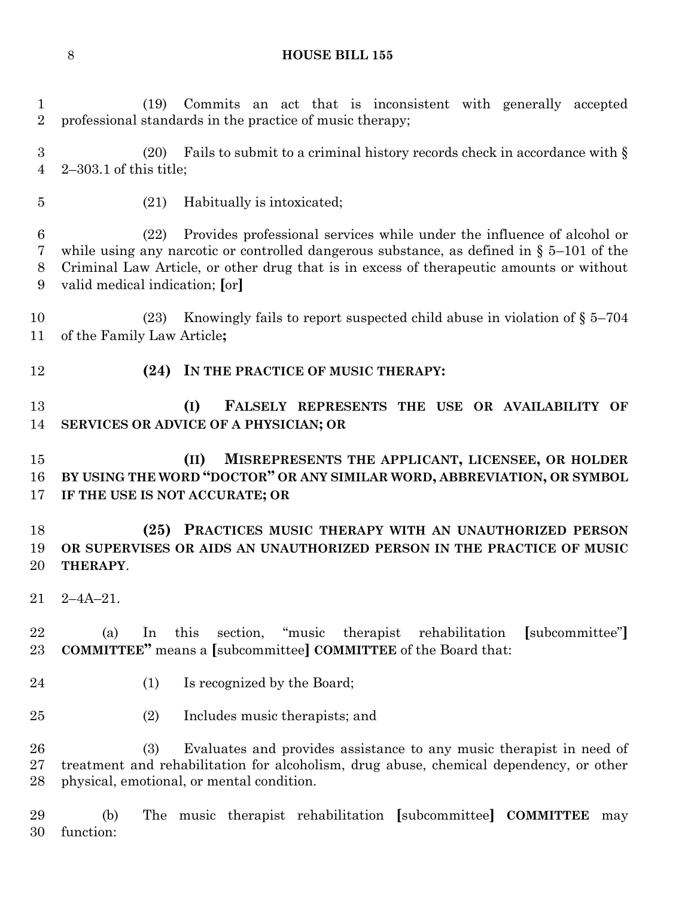(19) Commits an act that is inconsistent with generally accepted professional standards in the practice of music therapy;

(20) Fails to submit to a criminal history records check in accordance with § 2–303.1 of this title;

(21) Habitually is intoxicated;

(22) Provides professional services while under the influence of alcohol or while using any narcotic or controlled dangerous substance, as defined in § 5–101 of the Criminal Law Article, or other drug that is in excess of therapeutic amounts or without valid medical indication; [or]

(23) Knowingly fails to report suspected child abuse in violation of § 5–704 of the Family Law Article**;**

**(24) IN THE PRACTICE OF MUSIC THERAPY:**

**(I) FALSELY REPRESENTS THE USE OR AVAILABILITY OF SERVICES OR ADVICE OF A PHYSICIAN; OR**

**(II) MISREPRESENTS THE APPLICANT, LICENSEE, OR HOLDER BY USING THE WORD "DOCTOR" OR ANY SIMILAR WORD, ABBREVIATION, OR SYMBOL IF THE USE IS NOT ACCURATE; OR**

**(25) PRACTICES MUSIC THERAPY WITH AN UNAUTHORIZED PERSON OR SUPERVISES OR AIDS AN UNAUTHORIZED PERSON IN THE PRACTICE OF MUSIC THERAPY**.

2–4A–21.

(a) In this section, "music therapist rehabilitation [subcommittee"] **COMMITTEE"** means a [subcommittee] **COMMITTEE** of the Board that:

(1) Is recognized by the Board;

(2) Includes music therapists; and

(3) Evaluates and provides assistance to any music therapist in need of treatment and rehabilitation for alcoholism, drug abuse, chemical dependency, or other physical, emotional, or mental condition.

(b) The music therapist rehabilitation [subcommittee] **COMMITTEE** may function: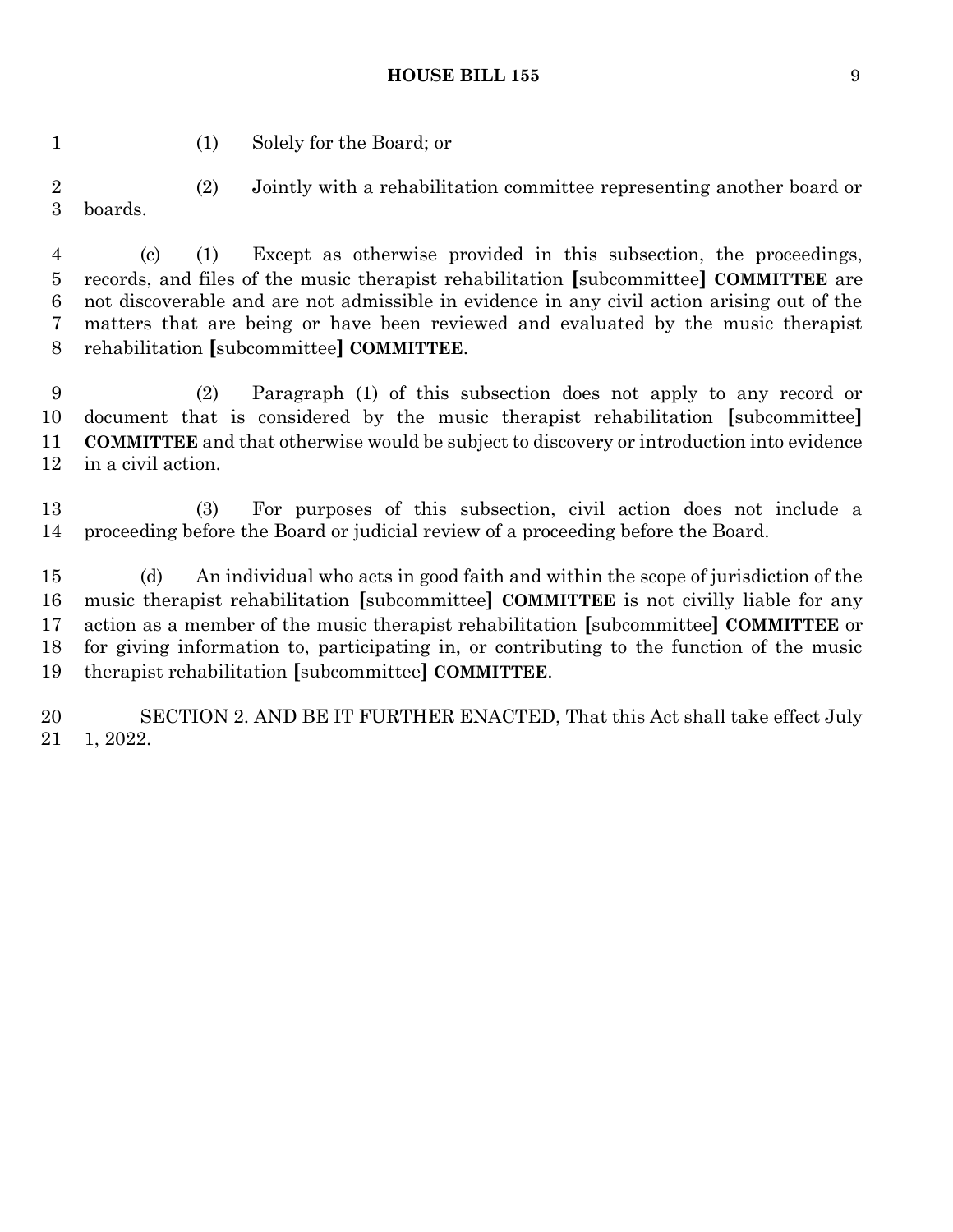(1) Solely for the Board; or

(2) Jointly with a rehabilitation committee representing another board or boards.

(c) (1) Except as otherwise provided in this subsection, the proceedings, records, and files of the music therapist rehabilitation [subcommittee] **COMMITTEE** are not discoverable and are not admissible in evidence in any civil action arising out of the matters that are being or have been reviewed and evaluated by the music therapist rehabilitation [subcommittee] **COMMITTEE**.

(2) Paragraph (1) of this subsection does not apply to any record or document that is considered by the music therapist rehabilitation [subcommittee] **COMMITTEE** and that otherwise would be subject to discovery or introduction into evidence in a civil action.

(3) For purposes of this subsection, civil action does not include a proceeding before the Board or judicial review of a proceeding before the Board.

(d) An individual who acts in good faith and within the scope of jurisdiction of the music therapist rehabilitation [subcommittee] **COMMITTEE** is not civilly liable for any action as a member of the music therapist rehabilitation [subcommittee] **COMMITTEE** or for giving information to, participating in, or contributing to the function of the music therapist rehabilitation [subcommittee] **COMMITTEE**.

SECTION 2. AND BE IT FURTHER ENACTED, That this Act shall take effect July 1, 2022.